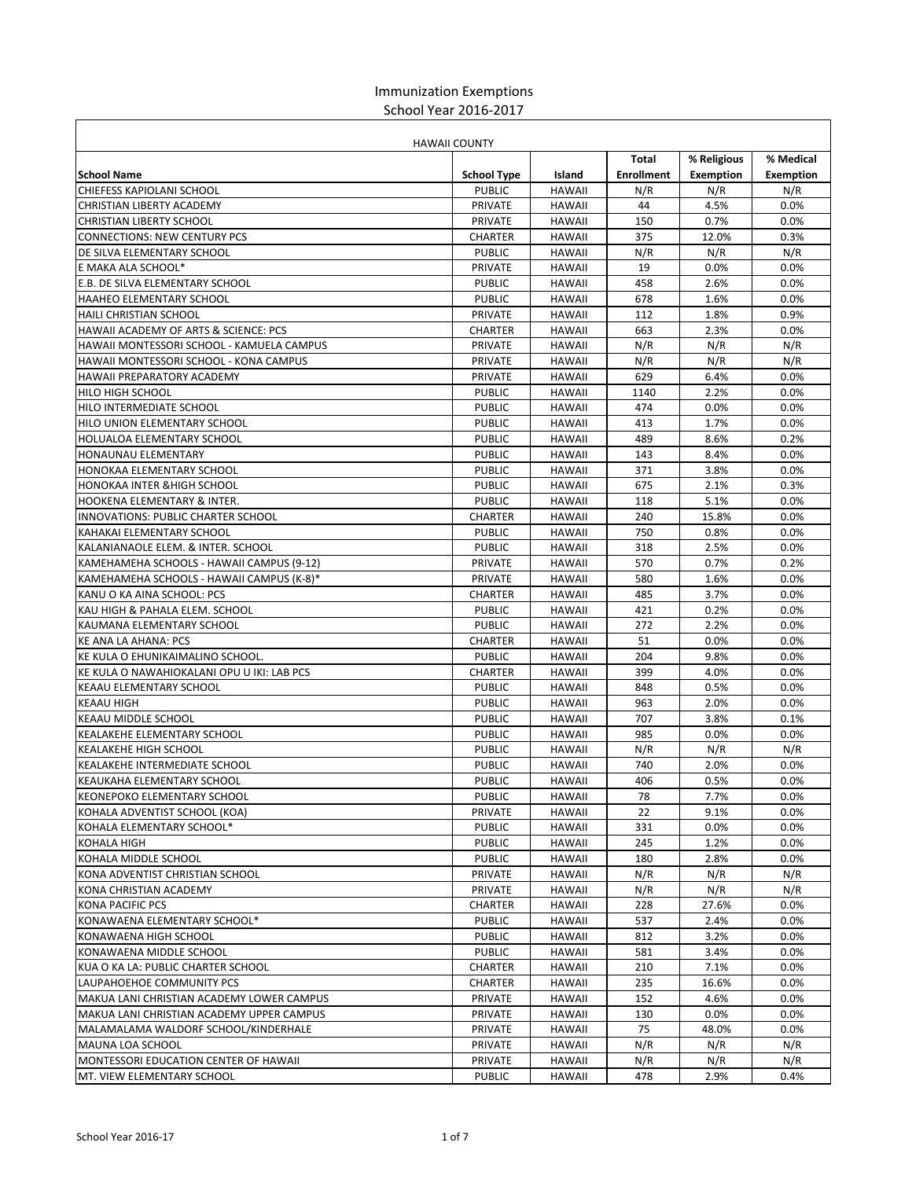# Immunization Exemptions
## School Year 2016-2017

| HAWAII COUNTY | | | | | |
|---|---|---|---|---|---|
| **School Name** | **School Type** | **Island** | **Total Enrollment** | **% Religious Exemption** | **% Medical Exemption** |
| CHIEFESS KAPIOLANI SCHOOL | PUBLIC | HAWAII | N/R | N/R | N/R |
| CHRISTIAN LIBERTY ACADEMY | PRIVATE | HAWAII | 44 | 4.5% | 0.0% |
| CHRISTIAN LIBERTY SCHOOL | PRIVATE | HAWAII | 150 | 0.7% | 0.0% |
| CONNECTIONS: NEW CENTURY PCS | CHARTER | HAWAII | 375 | 12.0% | 0.3% |
| DE SILVA ELEMENTARY SCHOOL | PUBLIC | HAWAII | N/R | N/R | N/R |
| E MAKA ALA SCHOOL* | PRIVATE | HAWAII | 19 | 0.0% | 0.0% |
| E.B. DE SILVA ELEMENTARY SCHOOL | PUBLIC | HAWAII | 458 | 2.6% | 0.0% |
| HAAHEO ELEMENTARY SCHOOL | PUBLIC | HAWAII | 678 | 1.6% | 0.0% |
| HAILI CHRISTIAN SCHOOL | PRIVATE | HAWAII | 112 | 1.8% | 0.9% |
| HAWAII ACADEMY OF ARTS & SCIENCE: PCS | CHARTER | HAWAII | 663 | 2.3% | 0.0% |
| HAWAII MONTESSORI SCHOOL - KAMUELA CAMPUS | PRIVATE | HAWAII | N/R | N/R | N/R |
| HAWAII MONTESSORI SCHOOL - KONA CAMPUS | PRIVATE | HAWAII | N/R | N/R | N/R |
| HAWAII PREPARATORY ACADEMY | PRIVATE | HAWAII | 629 | 6.4% | 0.0% |
| HILO HIGH SCHOOL | PUBLIC | HAWAII | 1140 | 2.2% | 0.0% |
| HILO INTERMEDIATE SCHOOL | PUBLIC | HAWAII | 474 | 0.0% | 0.0% |
| HILO UNION ELEMENTARY SCHOOL | PUBLIC | HAWAII | 413 | 1.7% | 0.0% |
| HOLUALOA ELEMENTARY SCHOOL | PUBLIC | HAWAII | 489 | 8.6% | 0.2% |
| HONAUNAU ELEMENTARY | PUBLIC | HAWAII | 143 | 8.4% | 0.0% |
| HONOKAA ELEMENTARY SCHOOL | PUBLIC | HAWAII | 371 | 3.8% | 0.0% |
| HONOKAA INTER &HIGH SCHOOL | PUBLIC | HAWAII | 675 | 2.1% | 0.3% |
| HOOKENA ELEMENTARY & INTER. | PUBLIC | HAWAII | 118 | 5.1% | 0.0% |
| INNOVATIONS: PUBLIC CHARTER SCHOOL | CHARTER | HAWAII | 240 | 15.8% | 0.0% |
| KAHAKAI ELEMENTARY SCHOOL | PUBLIC | HAWAII | 750 | 0.8% | 0.0% |
| KALANIANAOLE ELEM. & INTER. SCHOOL | PUBLIC | HAWAII | 318 | 2.5% | 0.0% |
| KAMEHAMEHA SCHOOLS - HAWAII CAMPUS (9-12) | PRIVATE | HAWAII | 570 | 0.7% | 0.2% |
| KAMEHAMEHA SCHOOLS - HAWAII CAMPUS (K-8)* | PRIVATE | HAWAII | 580 | 1.6% | 0.0% |
| KANU O KA AINA SCHOOL: PCS | CHARTER | HAWAII | 485 | 3.7% | 0.0% |
| KAU HIGH & PAHALA ELEM. SCHOOL | PUBLIC | HAWAII | 421 | 0.2% | 0.0% |
| KAUMANA ELEMENTARY SCHOOL | PUBLIC | HAWAII | 272 | 2.2% | 0.0% |
| KE ANA LA AHANA: PCS | CHARTER | HAWAII | 51 | 0.0% | 0.0% |
| KE KULA O EHUNIKAIMALINO SCHOOL. | PUBLIC | HAWAII | 204 | 9.8% | 0.0% |
| KE KULA O NAWAHIOKALANI OPU U IKI: LAB PCS | CHARTER | HAWAII | 399 | 4.0% | 0.0% |
| KEAAU ELEMENTARY SCHOOL | PUBLIC | HAWAII | 848 | 0.5% | 0.0% |
| KEAAU HIGH | PUBLIC | HAWAII | 963 | 2.0% | 0.0% |
| KEAAU MIDDLE SCHOOL | PUBLIC | HAWAII | 707 | 3.8% | 0.1% |
| KEALAKEHE ELEMENTARY SCHOOL | PUBLIC | HAWAII | 985 | 0.0% | 0.0% |
| KEALAKEHE HIGH SCHOOL | PUBLIC | HAWAII | N/R | N/R | N/R |
| KEALAKEHE INTERMEDIATE SCHOOL | PUBLIC | HAWAII | 740 | 2.0% | 0.0% |
| KEAUKAHA ELEMENTARY SCHOOL | PUBLIC | HAWAII | 406 | 0.5% | 0.0% |
| KEONEPOKO ELEMENTARY SCHOOL | PUBLIC | HAWAII | 78 | 7.7% | 0.0% |
| KOHALA ADVENTIST SCHOOL (KOA) | PRIVATE | HAWAII | 22 | 9.1% | 0.0% |
| KOHALA ELEMENTARY SCHOOL* | PUBLIC | HAWAII | 331 | 0.0% | 0.0% |
| KOHALA HIGH | PUBLIC | HAWAII | 245 | 1.2% | 0.0% |
| KOHALA MIDDLE SCHOOL | PUBLIC | HAWAII | 180 | 2.8% | 0.0% |
| KONA ADVENTIST CHRISTIAN SCHOOL | PRIVATE | HAWAII | N/R | N/R | N/R |
| KONA CHRISTIAN ACADEMY | PRIVATE | HAWAII | N/R | N/R | N/R |
| KONA PACIFIC PCS | CHARTER | HAWAII | 228 | 27.6% | 0.0% |
| KONAWAENA ELEMENTARY SCHOOL* | PUBLIC | HAWAII | 537 | 2.4% | 0.0% |
| KONAWAENA HIGH SCHOOL | PUBLIC | HAWAII | 812 | 3.2% | 0.0% |
| KONAWAENA MIDDLE SCHOOL | PUBLIC | HAWAII | 581 | 3.4% | 0.0% |
| KUA O KA LA: PUBLIC CHARTER SCHOOL | CHARTER | HAWAII | 210 | 7.1% | 0.0% |
| LAUPAHOEHOE COMMUNITY PCS | CHARTER | HAWAII | 235 | 16.6% | 0.0% |
| MAKUA LANI CHRISTIAN ACADEMY LOWER CAMPUS | PRIVATE | HAWAII | 152 | 4.6% | 0.0% |
| MAKUA LANI CHRISTIAN ACADEMY UPPER CAMPUS | PRIVATE | HAWAII | 130 | 0.0% | 0.0% |
| MALAMALAMA WALDORF SCHOOL/KINDERHALE | PRIVATE | HAWAII | 75 | 48.0% | 0.0% |
| MAUNA LOA SCHOOL | PRIVATE | HAWAII | N/R | N/R | N/R |
| MONTESSORI EDUCATION CENTER OF HAWAII | PRIVATE | HAWAII | N/R | N/R | N/R |
| MT. VIEW ELEMENTARY SCHOOL | PUBLIC | HAWAII | 478 | 2.9% | 0.4% |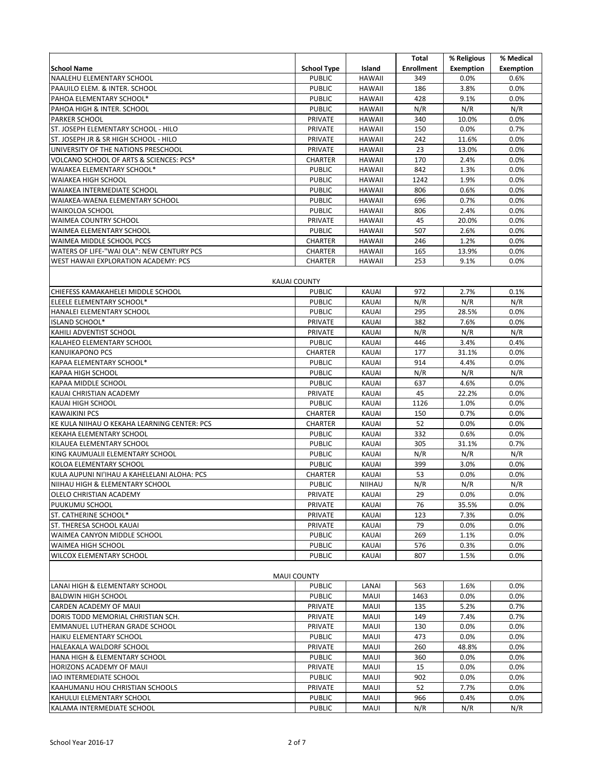| School Name | School Type | Island | Total Enrollment | % Religious Exemption | % Medical Exemption |
|---|---|---|---|---|---|
| NAALEHU ELEMENTARY SCHOOL | PUBLIC | HAWAII | 349 | 0.0% | 0.6% |
| PAAUILO ELEM. & INTER. SCHOOL | PUBLIC | HAWAII | 186 | 3.8% | 0.0% |
| PAHOA ELEMENTARY SCHOOL* | PUBLIC | HAWAII | 428 | 9.1% | 0.0% |
| PAHOA HIGH & INTER. SCHOOL | PUBLIC | HAWAII | N/R | N/R | N/R |
| PARKER SCHOOL | PRIVATE | HAWAII | 340 | 10.0% | 0.0% |
| ST. JOSEPH ELEMENTARY SCHOOL - HILO | PRIVATE | HAWAII | 150 | 0.0% | 0.7% |
| ST. JOSEPH JR & SR HIGH SCHOOL - HILO | PRIVATE | HAWAII | 242 | 11.6% | 0.0% |
| UNIVERSITY OF THE NATIONS PRESCHOOL | PRIVATE | HAWAII | 23 | 13.0% | 0.0% |
| VOLCANO SCHOOL OF ARTS & SCIENCES: PCS* | CHARTER | HAWAII | 170 | 2.4% | 0.0% |
| WAIAKEA ELEMENTARY SCHOOL* | PUBLIC | HAWAII | 842 | 1.3% | 0.0% |
| WAIAKEA HIGH SCHOOL | PUBLIC | HAWAII | 1242 | 1.9% | 0.0% |
| WAIAKEA INTERMEDIATE SCHOOL | PUBLIC | HAWAII | 806 | 0.6% | 0.0% |
| WAIAKEA-WAENA ELEMENTARY SCHOOL | PUBLIC | HAWAII | 696 | 0.7% | 0.0% |
| WAIKOLOA SCHOOL | PUBLIC | HAWAII | 806 | 2.4% | 0.0% |
| WAIMEA COUNTRY SCHOOL | PRIVATE | HAWAII | 45 | 20.0% | 0.0% |
| WAIMEA ELEMENTARY SCHOOL | PUBLIC | HAWAII | 507 | 2.6% | 0.0% |
| WAIMEA MIDDLE SCHOOL PCCS | CHARTER | HAWAII | 246 | 1.2% | 0.0% |
| WATERS OF LIFE-"WAI OLA": NEW CENTURY PCS | CHARTER | HAWAII | 165 | 13.9% | 0.0% |
| WEST HAWAII EXPLORATION ACADEMY: PCS | CHARTER | HAWAII | 253 | 9.1% | 0.0% |
| KAUAI COUNTY | | | | | |
| CHIEFESS KAMAKAHELEI MIDDLE SCHOOL | PUBLIC | KAUAI | 972 | 2.7% | 0.1% |
| ELEELE ELEMENTARY SCHOOL* | PUBLIC | KAUAI | N/R | N/R | N/R |
| HANALEI ELEMENTARY SCHOOL | PUBLIC | KAUAI | 295 | 28.5% | 0.0% |
| ISLAND SCHOOL* | PRIVATE | KAUAI | 382 | 7.6% | 0.0% |
| KAHILI ADVENTIST SCHOOL | PRIVATE | KAUAI | N/R | N/R | N/R |
| KALAHEO ELEMENTARY SCHOOL | PUBLIC | KAUAI | 446 | 3.4% | 0.4% |
| KANUIKAPONO PCS | CHARTER | KAUAI | 177 | 31.1% | 0.0% |
| KAPAA ELEMENTARY SCHOOL* | PUBLIC | KAUAI | 914 | 4.4% | 0.0% |
| KAPAA HIGH SCHOOL | PUBLIC | KAUAI | N/R | N/R | N/R |
| KAPAA MIDDLE SCHOOL | PUBLIC | KAUAI | 637 | 4.6% | 0.0% |
| KAUAI CHRISTIAN ACADEMY | PRIVATE | KAUAI | 45 | 22.2% | 0.0% |
| KAUAI HIGH SCHOOL | PUBLIC | KAUAI | 1126 | 1.0% | 0.0% |
| KAWAIKINI PCS | CHARTER | KAUAI | 150 | 0.7% | 0.0% |
| KE KULA NIIHAU O KEKAHA LEARNING CENTER: PCS | CHARTER | KAUAI | 52 | 0.0% | 0.0% |
| KEKAHA ELEMENTARY SCHOOL | PUBLIC | KAUAI | 332 | 0.6% | 0.0% |
| KILAUEA ELEMENTARY SCHOOL | PUBLIC | KAUAI | 305 | 31.1% | 0.7% |
| KING KAUMUALII ELEMENTARY SCHOOL | PUBLIC | KAUAI | N/R | N/R | N/R |
| KOLOA ELEMENTARY SCHOOL | PUBLIC | KAUAI | 399 | 3.0% | 0.0% |
| KULA AUPUNI NI'IHAU A KAHELELANI ALOHA: PCS | CHARTER | KAUAI | 53 | 0.0% | 0.0% |
| NIIHAU HIGH & ELEMENTARY SCHOOL | PUBLIC | NIIHAU | N/R | N/R | N/R |
| OLELO CHRISTIAN ACADEMY | PRIVATE | KAUAI | 29 | 0.0% | 0.0% |
| PUUKUMU SCHOOL | PRIVATE | KAUAI | 76 | 35.5% | 0.0% |
| ST. CATHERINE SCHOOL* | PRIVATE | KAUAI | 123 | 7.3% | 0.0% |
| ST. THERESA SCHOOL KAUAI | PRIVATE | KAUAI | 79 | 0.0% | 0.0% |
| WAIMEA CANYON MIDDLE SCHOOL | PUBLIC | KAUAI | 269 | 1.1% | 0.0% |
| WAIMEA HIGH SCHOOL | PUBLIC | KAUAI | 576 | 0.3% | 0.0% |
| WILCOX ELEMENTARY SCHOOL | PUBLIC | KAUAI | 807 | 1.5% | 0.0% |
| MAUI COUNTY | | | | | |
| LANAI HIGH & ELEMENTARY SCHOOL | PUBLIC | LANAI | 563 | 1.6% | 0.0% |
| BALDWIN HIGH SCHOOL | PUBLIC | MAUI | 1463 | 0.0% | 0.0% |
| CARDEN ACADEMY OF MAUI | PRIVATE | MAUI | 135 | 5.2% | 0.7% |
| DORIS TODD MEMORIAL CHRISTIAN SCH. | PRIVATE | MAUI | 149 | 7.4% | 0.7% |
| EMMANUEL LUTHERAN GRADE SCHOOL | PRIVATE | MAUI | 130 | 0.0% | 0.0% |
| HAIKU ELEMENTARY SCHOOL | PUBLIC | MAUI | 473 | 0.0% | 0.0% |
| HALEAKALA WALDORF SCHOOL | PRIVATE | MAUI | 260 | 48.8% | 0.0% |
| HANA HIGH & ELEMENTARY SCHOOL | PUBLIC | MAUI | 360 | 0.0% | 0.0% |
| HORIZONS ACADEMY OF MAUI | PRIVATE | MAUI | 15 | 0.0% | 0.0% |
| IAO INTERMEDIATE SCHOOL | PUBLIC | MAUI | 902 | 0.0% | 0.0% |
| KAAHUMANU HOU CHRISTIAN SCHOOLS | PRIVATE | MAUI | 52 | 7.7% | 0.0% |
| KAHULUI ELEMENTARY SCHOOL | PUBLIC | MAUI | 966 | 0.4% | 0.0% |
| KALAMA INTERMEDIATE SCHOOL | PUBLIC | MAUI | N/R | N/R | N/R |

School Year 2016-17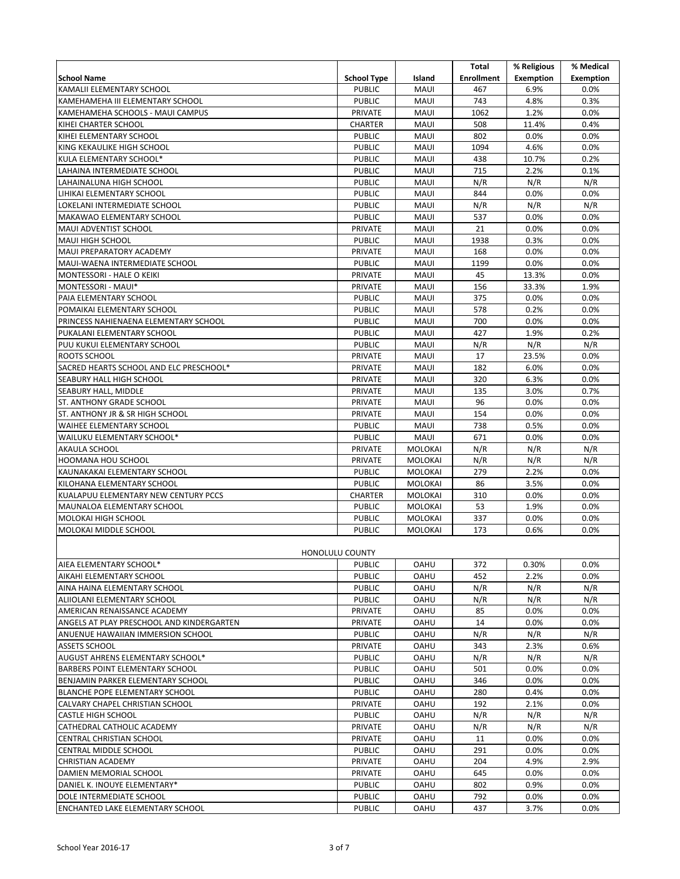| School Name | School Type | Island | Total Enrollment | % Religious Exemption | % Medical Exemption |
|---|---|---|---|---|---|
| KAMALII ELEMENTARY SCHOOL | PUBLIC | MAUI | 467 | 6.9% | 0.0% |
| KAMEHAMEHA III ELEMENTARY SCHOOL | PUBLIC | MAUI | 743 | 4.8% | 0.3% |
| KAMEHAMEHA SCHOOLS - MAUI CAMPUS | PRIVATE | MAUI | 1062 | 1.2% | 0.0% |
| KIHEI CHARTER SCHOOL | CHARTER | MAUI | 508 | 11.4% | 0.4% |
| KIHEI ELEMENTARY SCHOOL | PUBLIC | MAUI | 802 | 0.0% | 0.0% |
| KING KEKAULIKE HIGH SCHOOL | PUBLIC | MAUI | 1094 | 4.6% | 0.0% |
| KULA ELEMENTARY SCHOOL* | PUBLIC | MAUI | 438 | 10.7% | 0.2% |
| LAHAINA INTERMEDIATE SCHOOL | PUBLIC | MAUI | 715 | 2.2% | 0.1% |
| LAHAINALUNA HIGH SCHOOL | PUBLIC | MAUI | N/R | N/R | N/R |
| LIHIKAI ELEMENTARY SCHOOL | PUBLIC | MAUI | 844 | 0.0% | 0.0% |
| LOKELANI INTERMEDIATE SCHOOL | PUBLIC | MAUI | N/R | N/R | N/R |
| MAKAWAO ELEMENTARY SCHOOL | PUBLIC | MAUI | 537 | 0.0% | 0.0% |
| MAUI ADVENTIST SCHOOL | PRIVATE | MAUI | 21 | 0.0% | 0.0% |
| MAUI HIGH SCHOOL | PUBLIC | MAUI | 1938 | 0.3% | 0.0% |
| MAUI PREPARATORY ACADEMY | PRIVATE | MAUI | 168 | 0.0% | 0.0% |
| MAUI-WAENA INTERMEDIATE SCHOOL | PUBLIC | MAUI | 1199 | 0.0% | 0.0% |
| MONTESSORI - HALE O KEIKI | PRIVATE | MAUI | 45 | 13.3% | 0.0% |
| MONTESSORI - MAUI* | PRIVATE | MAUI | 156 | 33.3% | 1.9% |
| PAIA ELEMENTARY SCHOOL | PUBLIC | MAUI | 375 | 0.0% | 0.0% |
| POMAIKAI ELEMENTARY SCHOOL | PUBLIC | MAUI | 578 | 0.2% | 0.0% |
| PRINCESS NAHIENAENA ELEMENTARY SCHOOL | PUBLIC | MAUI | 700 | 0.0% | 0.0% |
| PUKALANI ELEMENTARY SCHOOL | PUBLIC | MAUI | 427 | 1.9% | 0.2% |
| PUU KUKUI ELEMENTARY SCHOOL | PUBLIC | MAUI | N/R | N/R | N/R |
| ROOTS SCHOOL | PRIVATE | MAUI | 17 | 23.5% | 0.0% |
| SACRED HEARTS SCHOOL AND ELC PRESCHOOL* | PRIVATE | MAUI | 182 | 6.0% | 0.0% |
| SEABURY HALL HIGH SCHOOL | PRIVATE | MAUI | 320 | 6.3% | 0.0% |
| SEABURY HALL, MIDDLE | PRIVATE | MAUI | 135 | 3.0% | 0.7% |
| ST. ANTHONY GRADE SCHOOL | PRIVATE | MAUI | 96 | 0.0% | 0.0% |
| ST. ANTHONY JR & SR HIGH SCHOOL | PRIVATE | MAUI | 154 | 0.0% | 0.0% |
| WAIHEE ELEMENTARY SCHOOL | PUBLIC | MAUI | 738 | 0.5% | 0.0% |
| WAILUKU ELEMENTARY SCHOOL* | PUBLIC | MAUI | 671 | 0.0% | 0.0% |
| AKAULA SCHOOL | PRIVATE | MOLOKAI | N/R | N/R | N/R |
| HOOMANA HOU SCHOOL | PRIVATE | MOLOKAI | N/R | N/R | N/R |
| KAUNAKAKAI ELEMENTARY SCHOOL | PUBLIC | MOLOKAI | 279 | 2.2% | 0.0% |
| KILOHANA ELEMENTARY SCHOOL | PUBLIC | MOLOKAI | 86 | 3.5% | 0.0% |
| KUALAPUU ELEMENTARY NEW CENTURY PCCS | CHARTER | MOLOKAI | 310 | 0.0% | 0.0% |
| MAUNALOA ELEMENTARY SCHOOL | PUBLIC | MOLOKAI | 53 | 1.9% | 0.0% |
| MOLOKAI HIGH SCHOOL | PUBLIC | MOLOKAI | 337 | 0.0% | 0.0% |
| MOLOKAI MIDDLE SCHOOL | PUBLIC | MOLOKAI | 173 | 0.6% | 0.0% |
| HONOLULU COUNTY | | | | | |
| AIEA ELEMENTARY SCHOOL* | PUBLIC | OAHU | 372 | 0.30% | 0.0% |
| AIKAHI ELEMENTARY SCHOOL | PUBLIC | OAHU | 452 | 2.2% | 0.0% |
| AINA HAINA ELEMENTARY SCHOOL | PUBLIC | OAHU | N/R | N/R | N/R |
| ALIIOLANI ELEMENTARY SCHOOL | PUBLIC | OAHU | N/R | N/R | N/R |
| AMERICAN RENAISSANCE ACADEMY | PRIVATE | OAHU | 85 | 0.0% | 0.0% |
| ANGELS AT PLAY PRESCHOOL AND KINDERGARTEN | PRIVATE | OAHU | 14 | 0.0% | 0.0% |
| ANUENUE HAWAIIAN IMMERSION SCHOOL | PUBLIC | OAHU | N/R | N/R | N/R |
| ASSETS SCHOOL | PRIVATE | OAHU | 343 | 2.3% | 0.6% |
| AUGUST AHRENS ELEMENTARY SCHOOL* | PUBLIC | OAHU | N/R | N/R | N/R |
| BARBERS POINT ELEMENTARY SCHOOL | PUBLIC | OAHU | 501 | 0.0% | 0.0% |
| BENJAMIN PARKER ELEMENTARY SCHOOL | PUBLIC | OAHU | 346 | 0.0% | 0.0% |
| BLANCHE POPE ELEMENTARY SCHOOL | PUBLIC | OAHU | 280 | 0.4% | 0.0% |
| CALVARY CHAPEL CHRISTIAN SCHOOL | PRIVATE | OAHU | 192 | 2.1% | 0.0% |
| CASTLE HIGH SCHOOL | PUBLIC | OAHU | N/R | N/R | N/R |
| CATHEDRAL CATHOLIC ACADEMY | PRIVATE | OAHU | N/R | N/R | N/R |
| CENTRAL CHRISTIAN SCHOOL | PRIVATE | OAHU | 11 | 0.0% | 0.0% |
| CENTRAL MIDDLE SCHOOL | PUBLIC | OAHU | 291 | 0.0% | 0.0% |
| CHRISTIAN ACADEMY | PRIVATE | OAHU | 204 | 4.9% | 2.9% |
| DAMIEN MEMORIAL SCHOOL | PRIVATE | OAHU | 645 | 0.0% | 0.0% |
| DANIEL K. INOUYE ELEMENTARY* | PUBLIC | OAHU | 802 | 0.9% | 0.0% |
| DOLE INTERMEDIATE SCHOOL | PUBLIC | OAHU | 792 | 0.0% | 0.0% |
| ENCHANTED LAKE ELEMENTARY SCHOOL | PUBLIC | OAHU | 437 | 3.7% | 0.0% |

School Year 2016-17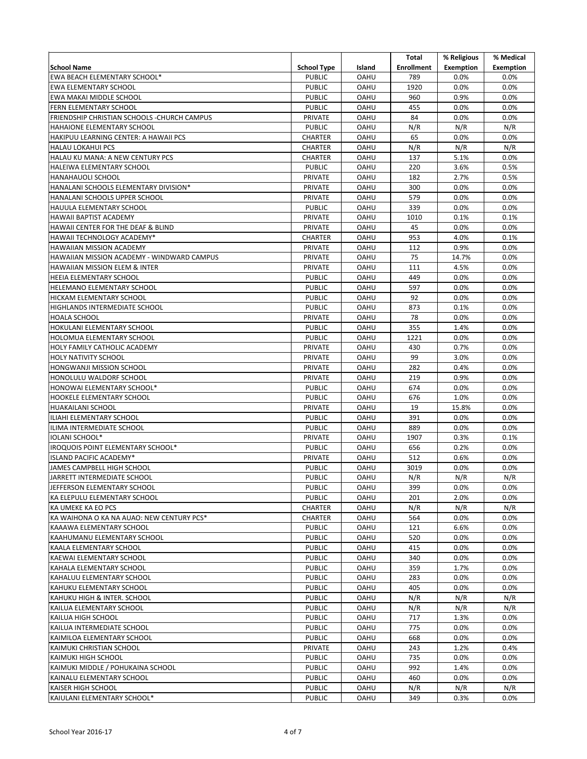| School Name | School Type | Island | Total Enrollment | % Religious Exemption | % Medical Exemption |
|---|---|---|---|---|---|
| EWA BEACH ELEMENTARY SCHOOL* | PUBLIC | OAHU | 789 | 0.0% | 0.0% |
| EWA ELEMENTARY SCHOOL | PUBLIC | OAHU | 1920 | 0.0% | 0.0% |
| EWA MAKAI MIDDLE SCHOOL | PUBLIC | OAHU | 960 | 0.9% | 0.0% |
| FERN ELEMENTARY SCHOOL | PUBLIC | OAHU | 455 | 0.0% | 0.0% |
| FRIENDSHIP CHRISTIAN SCHOOLS -CHURCH CAMPUS | PRIVATE | OAHU | 84 | 0.0% | 0.0% |
| HAHAIONE ELEMENTARY SCHOOL | PUBLIC | OAHU | N/R | N/R | N/R |
| HAKIPUU LEARNING CENTER: A HAWAII PCS | CHARTER | OAHU | 65 | 0.0% | 0.0% |
| HALAU LOKAHUI PCS | CHARTER | OAHU | N/R | N/R | N/R |
| HALAU KU MANA: A NEW CENTURY PCS | CHARTER | OAHU | 137 | 5.1% | 0.0% |
| HALEIWA ELEMENTARY SCHOOL | PUBLIC | OAHU | 220 | 3.6% | 0.5% |
| HANAHAUOLI SCHOOL | PRIVATE | OAHU | 182 | 2.7% | 0.5% |
| HANALANI SCHOOLS ELEMENTARY DIVISION* | PRIVATE | OAHU | 300 | 0.0% | 0.0% |
| HANALANI SCHOOLS UPPER SCHOOL | PRIVATE | OAHU | 579 | 0.0% | 0.0% |
| HAUULA ELEMENTARY SCHOOL | PUBLIC | OAHU | 339 | 0.0% | 0.0% |
| HAWAII BAPTIST ACADEMY | PRIVATE | OAHU | 1010 | 0.1% | 0.1% |
| HAWAII CENTER FOR THE DEAF & BLIND | PRIVATE | OAHU | 45 | 0.0% | 0.0% |
| HAWAII TECHNOLOGY ACADEMY* | CHARTER | OAHU | 953 | 4.0% | 0.1% |
| HAWAIIAN MISSION ACADEMY | PRIVATE | OAHU | 112 | 0.9% | 0.0% |
| HAWAIIAN MISSION ACADEMY - WINDWARD CAMPUS | PRIVATE | OAHU | 75 | 14.7% | 0.0% |
| HAWAIIAN MISSION ELEM & INTER | PRIVATE | OAHU | 111 | 4.5% | 0.0% |
| HEEIA ELEMENTARY SCHOOL | PUBLIC | OAHU | 449 | 0.0% | 0.0% |
| HELEMANO ELEMENTARY SCHOOL | PUBLIC | OAHU | 597 | 0.0% | 0.0% |
| HICKAM ELEMENTARY SCHOOL | PUBLIC | OAHU | 92 | 0.0% | 0.0% |
| HIGHLANDS INTERMEDIATE SCHOOL | PUBLIC | OAHU | 873 | 0.1% | 0.0% |
| HOALA SCHOOL | PRIVATE | OAHU | 78 | 0.0% | 0.0% |
| HOKULANI ELEMENTARY SCHOOL | PUBLIC | OAHU | 355 | 1.4% | 0.0% |
| HOLOMUA ELEMENTARY SCHOOL | PUBLIC | OAHU | 1221 | 0.0% | 0.0% |
| HOLY FAMILY CATHOLIC ACADEMY | PRIVATE | OAHU | 430 | 0.7% | 0.0% |
| HOLY NATIVITY SCHOOL | PRIVATE | OAHU | 99 | 3.0% | 0.0% |
| HONGWANJI MISSION SCHOOL | PRIVATE | OAHU | 282 | 0.4% | 0.0% |
| HONOLULU WALDORF SCHOOL | PRIVATE | OAHU | 219 | 0.9% | 0.0% |
| HONOWAI ELEMENTARY SCHOOL* | PUBLIC | OAHU | 674 | 0.0% | 0.0% |
| HOOKELE ELEMENTARY SCHOOL | PUBLIC | OAHU | 676 | 1.0% | 0.0% |
| HUAKAILANI SCHOOL | PRIVATE | OAHU | 19 | 15.8% | 0.0% |
| ILIAHI ELEMENTARY SCHOOL | PUBLIC | OAHU | 391 | 0.0% | 0.0% |
| ILIMA INTERMEDIATE SCHOOL | PUBLIC | OAHU | 889 | 0.0% | 0.0% |
| IOLANI SCHOOL* | PRIVATE | OAHU | 1907 | 0.3% | 0.1% |
| IROQUOIS POINT ELEMENTARY SCHOOL* | PUBLIC | OAHU | 656 | 0.2% | 0.0% |
| ISLAND PACIFIC ACADEMY* | PRIVATE | OAHU | 512 | 0.6% | 0.0% |
| JAMES CAMPBELL HIGH SCHOOL | PUBLIC | OAHU | 3019 | 0.0% | 0.0% |
| JARRETT INTERMEDIATE SCHOOL | PUBLIC | OAHU | N/R | N/R | N/R |
| JEFFERSON ELEMENTARY SCHOOL | PUBLIC | OAHU | 399 | 0.0% | 0.0% |
| KA ELEPULU ELEMENTARY SCHOOL | PUBLIC | OAHU | 201 | 2.0% | 0.0% |
| KA UMEKE KA EO PCS | CHARTER | OAHU | N/R | N/R | N/R |
| KA WAIHONA O KA NA AUAO: NEW CENTURY PCS* | CHARTER | OAHU | 564 | 0.0% | 0.0% |
| KAAAWA ELEMENTARY SCHOOL | PUBLIC | OAHU | 121 | 6.6% | 0.0% |
| KAAHUMANU ELEMENTARY SCHOOL | PUBLIC | OAHU | 520 | 0.0% | 0.0% |
| KAALA ELEMENTARY SCHOOL | PUBLIC | OAHU | 415 | 0.0% | 0.0% |
| KAEWAI ELEMENTARY SCHOOL | PUBLIC | OAHU | 340 | 0.0% | 0.0% |
| KAHALA ELEMENTARY SCHOOL | PUBLIC | OAHU | 359 | 1.7% | 0.0% |
| KAHALUU ELEMENTARY SCHOOL | PUBLIC | OAHU | 283 | 0.0% | 0.0% |
| KAHUKU ELEMENTARY SCHOOL | PUBLIC | OAHU | 405 | 0.0% | 0.0% |
| KAHUKU HIGH & INTER. SCHOOL | PUBLIC | OAHU | N/R | N/R | N/R |
| KAILUA ELEMENTARY SCHOOL | PUBLIC | OAHU | N/R | N/R | N/R |
| KAILUA HIGH SCHOOL | PUBLIC | OAHU | 717 | 1.3% | 0.0% |
| KAILUA INTERMEDIATE SCHOOL | PUBLIC | OAHU | 775 | 0.0% | 0.0% |
| KAIMILOA ELEMENTARY SCHOOL | PUBLIC | OAHU | 668 | 0.0% | 0.0% |
| KAIMUKI CHRISTIAN SCHOOL | PRIVATE | OAHU | 243 | 1.2% | 0.4% |
| KAIMUKI HIGH SCHOOL | PUBLIC | OAHU | 735 | 0.0% | 0.0% |
| KAIMUKI MIDDLE / POHUKAINA SCHOOL | PUBLIC | OAHU | 992 | 1.4% | 0.0% |
| KAINALU ELEMENTARY SCHOOL | PUBLIC | OAHU | 460 | 0.0% | 0.0% |
| KAISER HIGH SCHOOL | PUBLIC | OAHU | N/R | N/R | N/R |
| KAIULANI ELEMENTARY SCHOOL* | PUBLIC | OAHU | 349 | 0.3% | 0.0% |

School Year 2016-17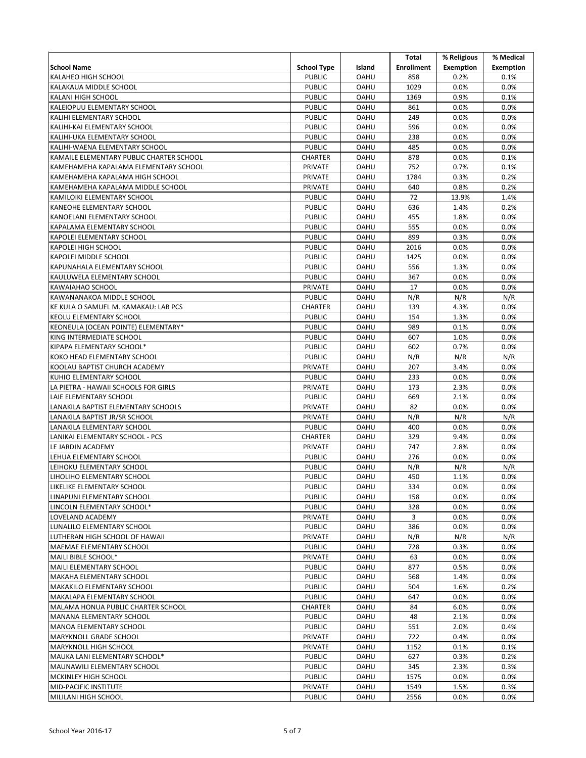| School Name | School Type | Island | Total Enrollment | % Religious Exemption | % Medical Exemption |
|---|---|---|---|---|---|
| KALAHEO HIGH SCHOOL | PUBLIC | OAHU | 858 | 0.2% | 0.1% |
| KALAKAUA MIDDLE SCHOOL | PUBLIC | OAHU | 1029 | 0.0% | 0.0% |
| KALANI HIGH SCHOOL | PUBLIC | OAHU | 1369 | 0.9% | 0.1% |
| KALEIOPUU ELEMENTARY SCHOOL | PUBLIC | OAHU | 861 | 0.0% | 0.0% |
| KALIHI ELEMENTARY SCHOOL | PUBLIC | OAHU | 249 | 0.0% | 0.0% |
| KALIHI-KAI ELEMENTARY SCHOOL | PUBLIC | OAHU | 596 | 0.0% | 0.0% |
| KALIHI-UKA ELEMENTARY SCHOOL | PUBLIC | OAHU | 238 | 0.0% | 0.0% |
| KALIHI-WAENA ELEMENTARY SCHOOL | PUBLIC | OAHU | 485 | 0.0% | 0.0% |
| KAMAILE ELEMENTARY PUBLIC CHARTER SCHOOL | CHARTER | OAHU | 878 | 0.0% | 0.1% |
| KAMEHAMEHA KAPALAMA ELEMENTARY SCHOOL | PRIVATE | OAHU | 752 | 0.7% | 0.1% |
| KAMEHAMEHA KAPALAMA HIGH SCHOOL | PRIVATE | OAHU | 1784 | 0.3% | 0.2% |
| KAMEHAMEHA KAPALAMA MIDDLE SCHOOL | PRIVATE | OAHU | 640 | 0.8% | 0.2% |
| KAMILOIKI ELEMENTARY SCHOOL | PUBLIC | OAHU | 72 | 13.9% | 1.4% |
| KANEOHE ELEMENTARY SCHOOL | PUBLIC | OAHU | 636 | 1.4% | 0.2% |
| KANOELANI ELEMENTARY SCHOOL | PUBLIC | OAHU | 455 | 1.8% | 0.0% |
| KAPALAMA ELEMENTARY SCHOOL | PUBLIC | OAHU | 555 | 0.0% | 0.0% |
| KAPOLEI ELEMENTARY SCHOOL | PUBLIC | OAHU | 899 | 0.3% | 0.0% |
| KAPOLEI HIGH SCHOOL | PUBLIC | OAHU | 2016 | 0.0% | 0.0% |
| KAPOLEI MIDDLE SCHOOL | PUBLIC | OAHU | 1425 | 0.0% | 0.0% |
| KAPUNAHALA ELEMENTARY SCHOOL | PUBLIC | OAHU | 556 | 1.3% | 0.0% |
| KAULUWELA ELEMENTARY SCHOOL | PUBLIC | OAHU | 367 | 0.0% | 0.0% |
| KAWAIAHAO SCHOOL | PRIVATE | OAHU | 17 | 0.0% | 0.0% |
| KAWANANAKOA MIDDLE SCHOOL | PUBLIC | OAHU | N/R | N/R | N/R |
| KE KULA O SAMUEL M. KAMAKAU: LAB PCS | CHARTER | OAHU | 139 | 4.3% | 0.0% |
| KEOLU ELEMENTARY SCHOOL | PUBLIC | OAHU | 154 | 1.3% | 0.0% |
| KEONEULA (OCEAN POINTE) ELEMENTARY* | PUBLIC | OAHU | 989 | 0.1% | 0.0% |
| KING INTERMEDIATE SCHOOL | PUBLIC | OAHU | 607 | 1.0% | 0.0% |
| KIPAPA ELEMENTARY SCHOOL* | PUBLIC | OAHU | 602 | 0.7% | 0.0% |
| KOKO HEAD ELEMENTARY SCHOOL | PUBLIC | OAHU | N/R | N/R | N/R |
| KOOLAU BAPTIST CHURCH ACADEMY | PRIVATE | OAHU | 207 | 3.4% | 0.0% |
| KUHIO ELEMENTARY SCHOOL | PUBLIC | OAHU | 233 | 0.0% | 0.0% |
| LA PIETRA - HAWAII SCHOOLS FOR GIRLS | PRIVATE | OAHU | 173 | 2.3% | 0.0% |
| LAIE ELEMENTARY SCHOOL | PUBLIC | OAHU | 669 | 2.1% | 0.0% |
| LANAKILA BAPTIST ELEMENTARY SCHOOLS | PRIVATE | OAHU | 82 | 0.0% | 0.0% |
| LANAKILA BAPTIST JR/SR SCHOOL | PRIVATE | OAHU | N/R | N/R | N/R |
| LANAKILA ELEMENTARY SCHOOL | PUBLIC | OAHU | 400 | 0.0% | 0.0% |
| LANIKAI ELEMENTARY SCHOOL - PCS | CHARTER | OAHU | 329 | 9.4% | 0.0% |
| LE JARDIN ACADEMY | PRIVATE | OAHU | 747 | 2.8% | 0.0% |
| LEHUA ELEMENTARY SCHOOL | PUBLIC | OAHU | 276 | 0.0% | 0.0% |
| LEIHOKU ELEMENTARY SCHOOL | PUBLIC | OAHU | N/R | N/R | N/R |
| LIHOLIHO ELEMENTARY SCHOOL | PUBLIC | OAHU | 450 | 1.1% | 0.0% |
| LIKELIKE ELEMENTARY SCHOOL | PUBLIC | OAHU | 334 | 0.0% | 0.0% |
| LINAPUNI ELEMENTARY SCHOOL | PUBLIC | OAHU | 158 | 0.0% | 0.0% |
| LINCOLN ELEMENTARY SCHOOL* | PUBLIC | OAHU | 328 | 0.0% | 0.0% |
| LOVELAND ACADEMY | PRIVATE | OAHU | 3 | 0.0% | 0.0% |
| LUNALILO ELEMENTARY SCHOOL | PUBLIC | OAHU | 386 | 0.0% | 0.0% |
| LUTHERAN HIGH SCHOOL OF HAWAII | PRIVATE | OAHU | N/R | N/R | N/R |
| MAEMAE ELEMENTARY SCHOOL | PUBLIC | OAHU | 728 | 0.3% | 0.0% |
| MAILI BIBLE SCHOOL* | PRIVATE | OAHU | 63 | 0.0% | 0.0% |
| MAILI ELEMENTARY SCHOOL | PUBLIC | OAHU | 877 | 0.5% | 0.0% |
| MAKAHA ELEMENTARY SCHOOL | PUBLIC | OAHU | 568 | 1.4% | 0.0% |
| MAKAKILO ELEMENTARY SCHOOL | PUBLIC | OAHU | 504 | 1.6% | 0.2% |
| MAKALAPA ELEMENTARY SCHOOL | PUBLIC | OAHU | 647 | 0.0% | 0.0% |
| MALAMA HONUA PUBLIC CHARTER SCHOOL | CHARTER | OAHU | 84 | 6.0% | 0.0% |
| MANANA ELEMENTARY SCHOOL | PUBLIC | OAHU | 48 | 2.1% | 0.0% |
| MANOA ELEMENTARY SCHOOL | PUBLIC | OAHU | 551 | 2.0% | 0.4% |
| MARYKNOLL GRADE SCHOOL | PRIVATE | OAHU | 722 | 0.4% | 0.0% |
| MARYKNOLL HIGH SCHOOL | PRIVATE | OAHU | 1152 | 0.1% | 0.1% |
| MAUKA LANI ELEMENTARY SCHOOL* | PUBLIC | OAHU | 627 | 0.3% | 0.2% |
| MAUNAWILI ELEMENTARY SCHOOL | PUBLIC | OAHU | 345 | 2.3% | 0.3% |
| MCKINLEY HIGH SCHOOL | PUBLIC | OAHU | 1575 | 0.0% | 0.0% |
| MID-PACIFIC INSTITUTE | PRIVATE | OAHU | 1549 | 1.5% | 0.3% |
| MILILANI HIGH SCHOOL | PUBLIC | OAHU | 2556 | 0.0% | 0.0% |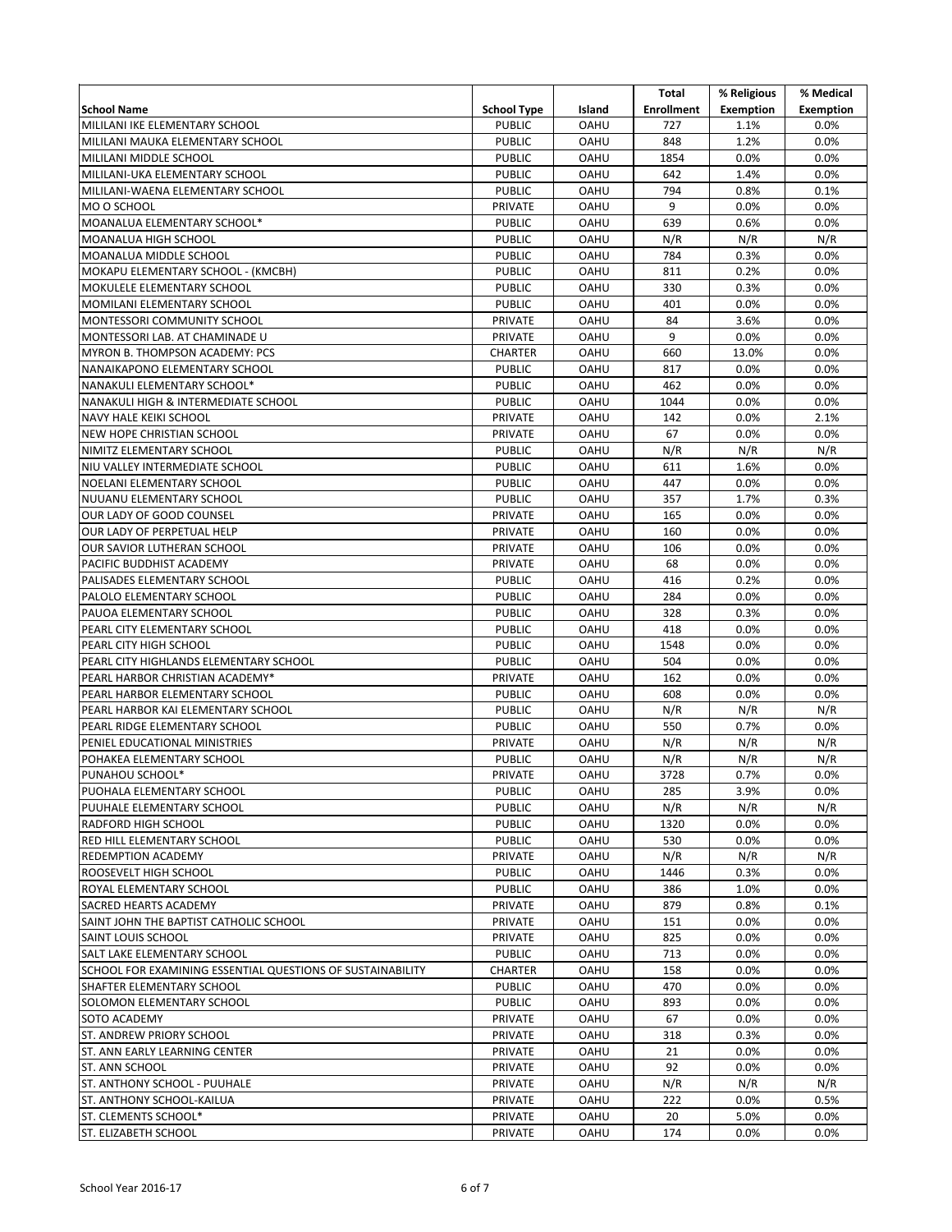| School Name | School Type | Island | Total Enrollment | % Religious Exemption | % Medical Exemption |
|---|---|---|---|---|---|
| MILILANI IKE ELEMENTARY SCHOOL | PUBLIC | OAHU | 727 | 1.1% | 0.0% |
| MILILANI MAUKA ELEMENTARY SCHOOL | PUBLIC | OAHU | 848 | 1.2% | 0.0% |
| MILILANI MIDDLE SCHOOL | PUBLIC | OAHU | 1854 | 0.0% | 0.0% |
| MILILANI-UKA ELEMENTARY SCHOOL | PUBLIC | OAHU | 642 | 1.4% | 0.0% |
| MILILANI-WAENA ELEMENTARY SCHOOL | PUBLIC | OAHU | 794 | 0.8% | 0.1% |
| MO O SCHOOL | PRIVATE | OAHU | 9 | 0.0% | 0.0% |
| MOANALUA ELEMENTARY SCHOOL* | PUBLIC | OAHU | 639 | 0.6% | 0.0% |
| MOANALUA HIGH SCHOOL | PUBLIC | OAHU | N/R | N/R | N/R |
| MOANALUA MIDDLE SCHOOL | PUBLIC | OAHU | 784 | 0.3% | 0.0% |
| MOKAPU ELEMENTARY SCHOOL - (KMCBH) | PUBLIC | OAHU | 811 | 0.2% | 0.0% |
| MOKULELE ELEMENTARY SCHOOL | PUBLIC | OAHU | 330 | 0.3% | 0.0% |
| MOMILANI ELEMENTARY SCHOOL | PUBLIC | OAHU | 401 | 0.0% | 0.0% |
| MONTESSORI COMMUNITY SCHOOL | PRIVATE | OAHU | 84 | 3.6% | 0.0% |
| MONTESSORI LAB. AT CHAMINADE U | PRIVATE | OAHU | 9 | 0.0% | 0.0% |
| MYRON B. THOMPSON ACADEMY: PCS | CHARTER | OAHU | 660 | 13.0% | 0.0% |
| NANAIKAPONO ELEMENTARY SCHOOL | PUBLIC | OAHU | 817 | 0.0% | 0.0% |
| NANAKULI ELEMENTARY SCHOOL* | PUBLIC | OAHU | 462 | 0.0% | 0.0% |
| NANAKULI HIGH & INTERMEDIATE SCHOOL | PUBLIC | OAHU | 1044 | 0.0% | 0.0% |
| NAVY HALE KEIKI SCHOOL | PRIVATE | OAHU | 142 | 0.0% | 2.1% |
| NEW HOPE CHRISTIAN SCHOOL | PRIVATE | OAHU | 67 | 0.0% | 0.0% |
| NIMITZ ELEMENTARY SCHOOL | PUBLIC | OAHU | N/R | N/R | N/R |
| NIU VALLEY INTERMEDIATE SCHOOL | PUBLIC | OAHU | 611 | 1.6% | 0.0% |
| NOELANI ELEMENTARY SCHOOL | PUBLIC | OAHU | 447 | 0.0% | 0.0% |
| NUUANU ELEMENTARY SCHOOL | PUBLIC | OAHU | 357 | 1.7% | 0.3% |
| OUR LADY OF GOOD COUNSEL | PRIVATE | OAHU | 165 | 0.0% | 0.0% |
| OUR LADY OF PERPETUAL HELP | PRIVATE | OAHU | 160 | 0.0% | 0.0% |
| OUR SAVIOR LUTHERAN SCHOOL | PRIVATE | OAHU | 106 | 0.0% | 0.0% |
| PACIFIC BUDDHIST ACADEMY | PRIVATE | OAHU | 68 | 0.0% | 0.0% |
| PALISADES ELEMENTARY SCHOOL | PUBLIC | OAHU | 416 | 0.2% | 0.0% |
| PALOLO ELEMENTARY SCHOOL | PUBLIC | OAHU | 284 | 0.0% | 0.0% |
| PAUOA ELEMENTARY SCHOOL | PUBLIC | OAHU | 328 | 0.3% | 0.0% |
| PEARL CITY ELEMENTARY SCHOOL | PUBLIC | OAHU | 418 | 0.0% | 0.0% |
| PEARL CITY HIGH SCHOOL | PUBLIC | OAHU | 1548 | 0.0% | 0.0% |
| PEARL CITY HIGHLANDS ELEMENTARY SCHOOL | PUBLIC | OAHU | 504 | 0.0% | 0.0% |
| PEARL HARBOR CHRISTIAN ACADEMY* | PRIVATE | OAHU | 162 | 0.0% | 0.0% |
| PEARL HARBOR ELEMENTARY SCHOOL | PUBLIC | OAHU | 608 | 0.0% | 0.0% |
| PEARL HARBOR KAI ELEMENTARY SCHOOL | PUBLIC | OAHU | N/R | N/R | N/R |
| PEARL RIDGE ELEMENTARY SCHOOL | PUBLIC | OAHU | 550 | 0.7% | 0.0% |
| PENIEL EDUCATIONAL MINISTRIES | PRIVATE | OAHU | N/R | N/R | N/R |
| POHAKEA ELEMENTARY SCHOOL | PUBLIC | OAHU | N/R | N/R | N/R |
| PUNAHOU SCHOOL* | PRIVATE | OAHU | 3728 | 0.7% | 0.0% |
| PUOHALA ELEMENTARY SCHOOL | PUBLIC | OAHU | 285 | 3.9% | 0.0% |
| PUUHALE ELEMENTARY SCHOOL | PUBLIC | OAHU | N/R | N/R | N/R |
| RADFORD HIGH SCHOOL | PUBLIC | OAHU | 1320 | 0.0% | 0.0% |
| RED HILL ELEMENTARY SCHOOL | PUBLIC | OAHU | 530 | 0.0% | 0.0% |
| REDEMPTION ACADEMY | PRIVATE | OAHU | N/R | N/R | N/R |
| ROOSEVELT HIGH SCHOOL | PUBLIC | OAHU | 1446 | 0.3% | 0.0% |
| ROYAL ELEMENTARY SCHOOL | PUBLIC | OAHU | 386 | 1.0% | 0.0% |
| SACRED HEARTS ACADEMY | PRIVATE | OAHU | 879 | 0.8% | 0.1% |
| SAINT JOHN THE BAPTIST CATHOLIC SCHOOL | PRIVATE | OAHU | 151 | 0.0% | 0.0% |
| SAINT LOUIS SCHOOL | PRIVATE | OAHU | 825 | 0.0% | 0.0% |
| SALT LAKE ELEMENTARY SCHOOL | PUBLIC | OAHU | 713 | 0.0% | 0.0% |
| SCHOOL FOR EXAMINING ESSENTIAL QUESTIONS OF SUSTAINABILITY | CHARTER | OAHU | 158 | 0.0% | 0.0% |
| SHAFTER ELEMENTARY SCHOOL | PUBLIC | OAHU | 470 | 0.0% | 0.0% |
| SOLOMON ELEMENTARY SCHOOL | PUBLIC | OAHU | 893 | 0.0% | 0.0% |
| SOTO ACADEMY | PRIVATE | OAHU | 67 | 0.0% | 0.0% |
| ST. ANDREW PRIORY SCHOOL | PRIVATE | OAHU | 318 | 0.3% | 0.0% |
| ST. ANN EARLY LEARNING CENTER | PRIVATE | OAHU | 21 | 0.0% | 0.0% |
| ST. ANN SCHOOL | PRIVATE | OAHU | 92 | 0.0% | 0.0% |
| ST. ANTHONY SCHOOL - PUUHALE | PRIVATE | OAHU | N/R | N/R | N/R |
| ST. ANTHONY SCHOOL-KAILUA | PRIVATE | OAHU | 222 | 0.0% | 0.5% |
| ST. CLEMENTS SCHOOL* | PRIVATE | OAHU | 20 | 5.0% | 0.0% |
| ST. ELIZABETH SCHOOL | PRIVATE | OAHU | 174 | 0.0% | 0.0% |

School Year 2016-17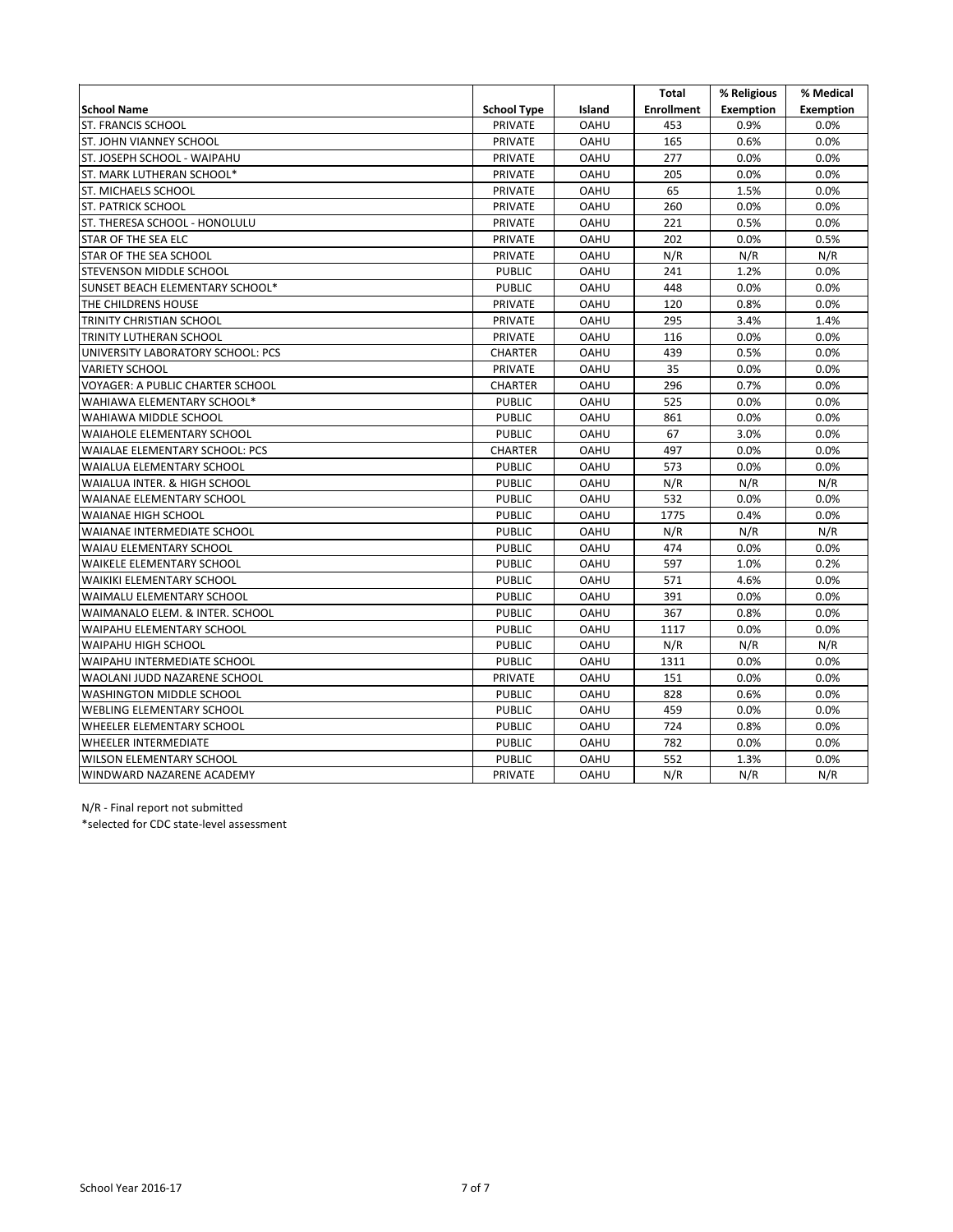| School Name | School Type | Island | Total Enrollment | % Religious Exemption | % Medical Exemption |
|---|---|---|---|---|---|
| ST. FRANCIS SCHOOL | PRIVATE | OAHU | 453 | 0.9% | 0.0% |
| ST. JOHN VIANNEY SCHOOL | PRIVATE | OAHU | 165 | 0.6% | 0.0% |
| ST. JOSEPH SCHOOL - WAIPAHU | PRIVATE | OAHU | 277 | 0.0% | 0.0% |
| ST. MARK LUTHERAN SCHOOL* | PRIVATE | OAHU | 205 | 0.0% | 0.0% |
| ST. MICHAELS SCHOOL | PRIVATE | OAHU | 65 | 1.5% | 0.0% |
| ST. PATRICK SCHOOL | PRIVATE | OAHU | 260 | 0.0% | 0.0% |
| ST. THERESA SCHOOL - HONOLULU | PRIVATE | OAHU | 221 | 0.5% | 0.0% |
| STAR OF THE SEA ELC | PRIVATE | OAHU | 202 | 0.0% | 0.5% |
| STAR OF THE SEA SCHOOL | PRIVATE | OAHU | N/R | N/R | N/R |
| STEVENSON MIDDLE SCHOOL | PUBLIC | OAHU | 241 | 1.2% | 0.0% |
| SUNSET BEACH ELEMENTARY SCHOOL* | PUBLIC | OAHU | 448 | 0.0% | 0.0% |
| THE CHILDRENS HOUSE | PRIVATE | OAHU | 120 | 0.8% | 0.0% |
| TRINITY CHRISTIAN SCHOOL | PRIVATE | OAHU | 295 | 3.4% | 1.4% |
| TRINITY LUTHERAN SCHOOL | PRIVATE | OAHU | 116 | 0.0% | 0.0% |
| UNIVERSITY LABORATORY SCHOOL: PCS | CHARTER | OAHU | 439 | 0.5% | 0.0% |
| VARIETY SCHOOL | PRIVATE | OAHU | 35 | 0.0% | 0.0% |
| VOYAGER: A PUBLIC CHARTER SCHOOL | CHARTER | OAHU | 296 | 0.7% | 0.0% |
| WAHIAWA ELEMENTARY SCHOOL* | PUBLIC | OAHU | 525 | 0.0% | 0.0% |
| WAHIAWA MIDDLE SCHOOL | PUBLIC | OAHU | 861 | 0.0% | 0.0% |
| WAIAHOLE ELEMENTARY SCHOOL | PUBLIC | OAHU | 67 | 3.0% | 0.0% |
| WAIALAE ELEMENTARY SCHOOL: PCS | CHARTER | OAHU | 497 | 0.0% | 0.0% |
| WAIALUA ELEMENTARY SCHOOL | PUBLIC | OAHU | 573 | 0.0% | 0.0% |
| WAIALUA INTER. & HIGH SCHOOL | PUBLIC | OAHU | N/R | N/R | N/R |
| WAIANAE ELEMENTARY SCHOOL | PUBLIC | OAHU | 532 | 0.0% | 0.0% |
| WAIANAE HIGH SCHOOL | PUBLIC | OAHU | 1775 | 0.4% | 0.0% |
| WAIANAE INTERMEDIATE SCHOOL | PUBLIC | OAHU | N/R | N/R | N/R |
| WAIAU ELEMENTARY SCHOOL | PUBLIC | OAHU | 474 | 0.0% | 0.0% |
| WAIKELE ELEMENTARY SCHOOL | PUBLIC | OAHU | 597 | 1.0% | 0.2% |
| WAIKIKI ELEMENTARY SCHOOL | PUBLIC | OAHU | 571 | 4.6% | 0.0% |
| WAIMALU ELEMENTARY SCHOOL | PUBLIC | OAHU | 391 | 0.0% | 0.0% |
| WAIMANALO ELEM. & INTER. SCHOOL | PUBLIC | OAHU | 367 | 0.8% | 0.0% |
| WAIPAHU ELEMENTARY SCHOOL | PUBLIC | OAHU | 1117 | 0.0% | 0.0% |
| WAIPAHU HIGH SCHOOL | PUBLIC | OAHU | N/R | N/R | N/R |
| WAIPAHU INTERMEDIATE SCHOOL | PUBLIC | OAHU | 1311 | 0.0% | 0.0% |
| WAOLANI JUDD NAZARENE SCHOOL | PRIVATE | OAHU | 151 | 0.0% | 0.0% |
| WASHINGTON MIDDLE SCHOOL | PUBLIC | OAHU | 828 | 0.6% | 0.0% |
| WEBLING ELEMENTARY SCHOOL | PUBLIC | OAHU | 459 | 0.0% | 0.0% |
| WHEELER ELEMENTARY SCHOOL | PUBLIC | OAHU | 724 | 0.8% | 0.0% |
| WHEELER INTERMEDIATE | PUBLIC | OAHU | 782 | 0.0% | 0.0% |
| WILSON ELEMENTARY SCHOOL | PUBLIC | OAHU | 552 | 1.3% | 0.0% |
| WINDWARD NAZARENE ACADEMY | PRIVATE | OAHU | N/R | N/R | N/R |

N/R - Final report not submitted

*selected for CDC state-level assessment

School Year 2016-17